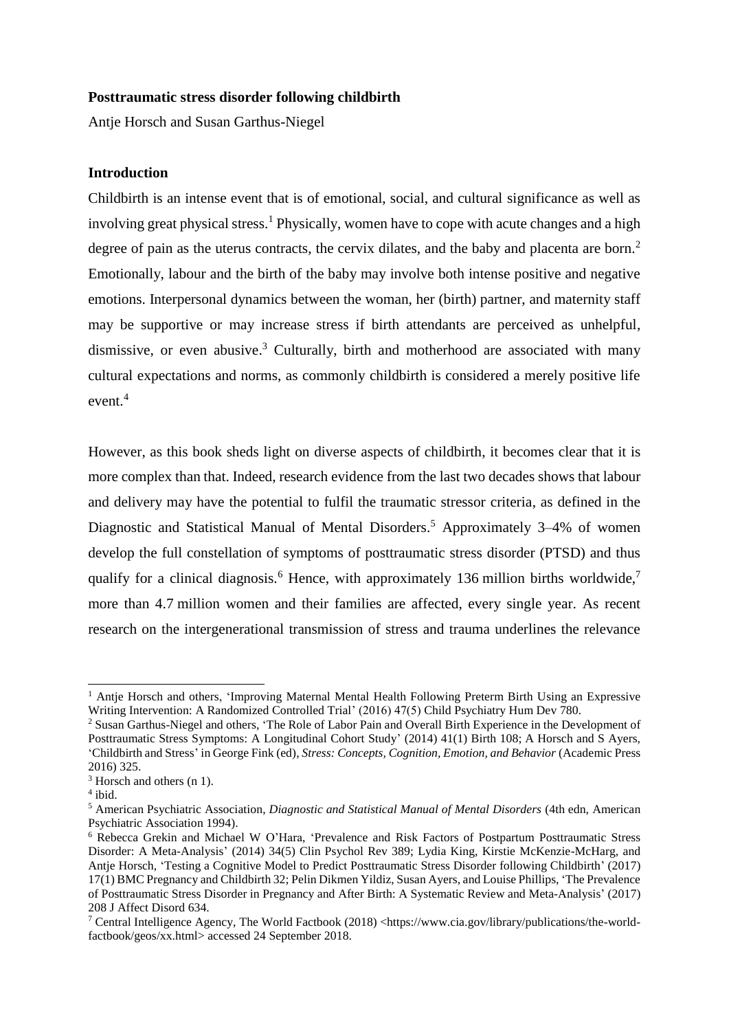**Posttraumatic stress disorder following childbirth**

Antje Horsch and Susan Garthus-Niegel

**Introduction**

Childbirth is an intense event that is of emotional, social, and cultural significance as well as involving great physical stress.[1] Physically, women have to cope with acute changes and a high degree of pain as the uterus contracts, the cervix dilates, and the baby and placenta are born.[2] Emotionally, labour and the birth of the baby may involve both intense positive and negative emotions. Interpersonal dynamics between the woman, her (birth) partner, and maternity staff may be supportive or may increase stress if birth attendants are perceived as unhelpful, dismissive, or even abusive.[3] Culturally, birth and motherhood are associated with many cultural expectations and norms, as commonly childbirth is considered a merely positive life event.[4]

However, as this book sheds light on diverse aspects of childbirth, it becomes clear that it is more complex than that. Indeed, research evidence from the last two decades shows that labour and delivery may have the potential to fulfil the traumatic stressor criteria, as defined in the Diagnostic and Statistical Manual of Mental Disorders.[5] Approximately 3–4% of women develop the full constellation of symptoms of posttraumatic stress disorder (PTSD) and thus qualify for a clinical diagnosis.[6] Hence, with approximately 136 million births worldwide,[7] more than 4.7 million women and their families are affected, every single year. As recent research on the intergenerational transmission of stress and trauma underlines the relevance

---

[1] Antje Horsch and others, 'Improving Maternal Mental Health Following Preterm Birth Using an Expressive Writing Intervention: A Randomized Controlled Trial' (2016) 47(5) Child Psychiatry Hum Dev 780.

[2] Susan Garthus-Niegel and others, 'The Role of Labor Pain and Overall Birth Experience in the Development of Posttraumatic Stress Symptoms: A Longitudinal Cohort Study' (2014) 41(1) Birth 108; A Horsch and S Ayers, 'Childbirth and Stress' in George Fink (ed), *Stress: Concepts, Cognition, Emotion, and Behavior* (Academic Press 2016) 325.

[3] Horsch and others (n 1).

[4] ibid.

[5] American Psychiatric Association, *Diagnostic and Statistical Manual of Mental Disorders* (4th edn, American Psychiatric Association 1994).

[6] Rebecca Grekin and Michael W O'Hara, 'Prevalence and Risk Factors of Postpartum Posttraumatic Stress Disorder: A Meta-Analysis' (2014) 34(5) Clin Psychol Rev 389; Lydia King, Kirstie McKenzie-McHarg, and Antje Horsch, 'Testing a Cognitive Model to Predict Posttraumatic Stress Disorder following Childbirth' (2017) 17(1) BMC Pregnancy and Childbirth 32; Pelin Dikmen Yildiz, Susan Ayers, and Louise Phillips, 'The Prevalence of Posttraumatic Stress Disorder in Pregnancy and After Birth: A Systematic Review and Meta-Analysis' (2017) 208 J Affect Disord 634.

[7] Central Intelligence Agency, The World Factbook (2018) <https://www.cia.gov/library/publications/the-world-factbook/geos/xx.html> accessed 24 September 2018.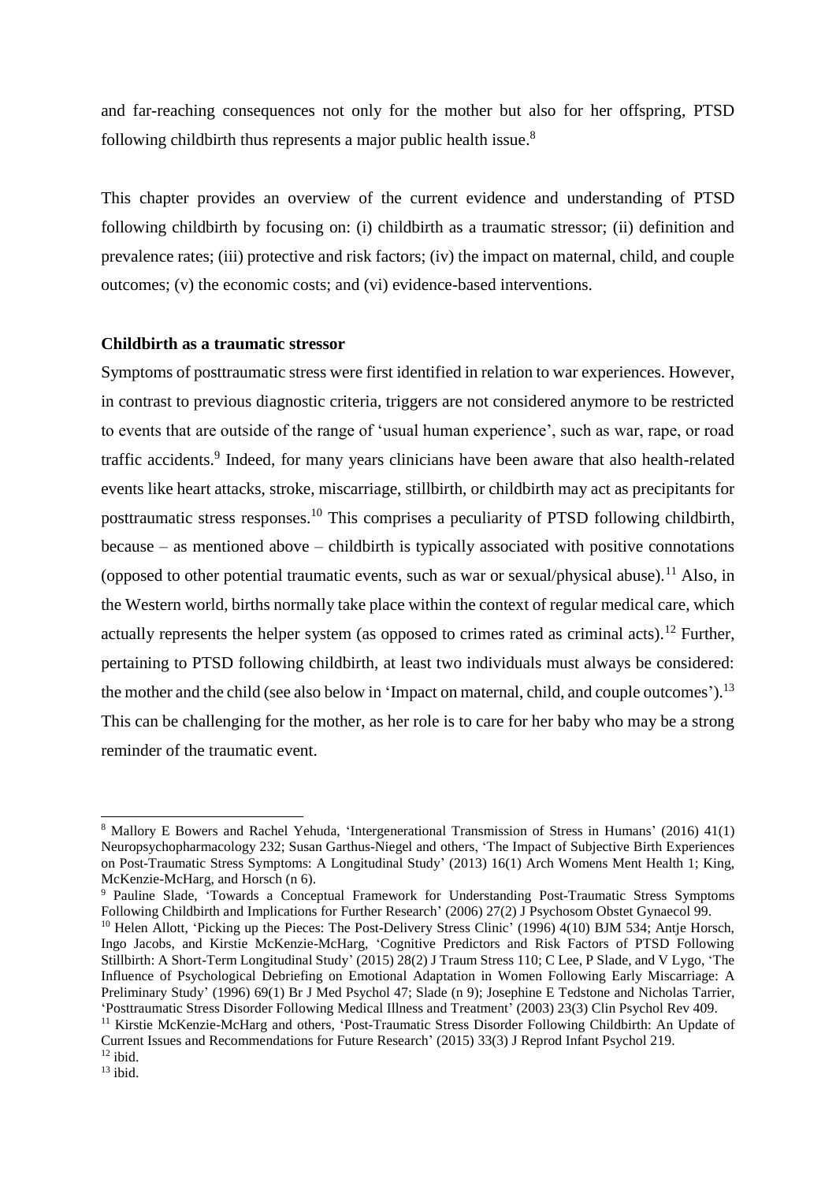and far-reaching consequences not only for the mother but also for her offspring, PTSD following childbirth thus represents a major public health issue.[8]

This chapter provides an overview of the current evidence and understanding of PTSD following childbirth by focusing on: (i) childbirth as a traumatic stressor; (ii) definition and prevalence rates; (iii) protective and risk factors; (iv) the impact on maternal, child, and couple outcomes; (v) the economic costs; and (vi) evidence-based interventions.

**Childbirth as a traumatic stressor**

Symptoms of posttraumatic stress were first identified in relation to war experiences. However, in contrast to previous diagnostic criteria, triggers are not considered anymore to be restricted to events that are outside of the range of 'usual human experience', such as war, rape, or road traffic accidents.[9] Indeed, for many years clinicians have been aware that also health-related events like heart attacks, stroke, miscarriage, stillbirth, or childbirth may act as precipitants for posttraumatic stress responses.[10] This comprises a peculiarity of PTSD following childbirth, because – as mentioned above – childbirth is typically associated with positive connotations (opposed to other potential traumatic events, such as war or sexual/physical abuse).[11] Also, in the Western world, births normally take place within the context of regular medical care, which actually represents the helper system (as opposed to crimes rated as criminal acts).[12] Further, pertaining to PTSD following childbirth, at least two individuals must always be considered: the mother and the child (see also below in 'Impact on maternal, child, and couple outcomes').[13] This can be challenging for the mother, as her role is to care for her baby who may be a strong reminder of the traumatic event.

---

[8] Mallory E Bowers and Rachel Yehuda, 'Intergenerational Transmission of Stress in Humans' (2016) 41(1) Neuropsychopharmacology 232; Susan Garthus-Niegel and others, 'The Impact of Subjective Birth Experiences on Post-Traumatic Stress Symptoms: A Longitudinal Study' (2013) 16(1) Arch Womens Ment Health 1; King, McKenzie-McHarg, and Horsch (n 6).

[9] Pauline Slade, 'Towards a Conceptual Framework for Understanding Post-Traumatic Stress Symptoms Following Childbirth and Implications for Further Research' (2006) 27(2) J Psychosom Obstet Gynaecol 99.

[10] Helen Allott, 'Picking up the Pieces: The Post-Delivery Stress Clinic' (1996) 4(10) BJM 534; Antje Horsch, Ingo Jacobs, and Kirstie McKenzie-McHarg, 'Cognitive Predictors and Risk Factors of PTSD Following Stillbirth: A Short-Term Longitudinal Study' (2015) 28(2) J Traum Stress 110; C Lee, P Slade, and V Lygo, 'The Influence of Psychological Debriefing on Emotional Adaptation in Women Following Early Miscarriage: A Preliminary Study' (1996) 69(1) Br J Med Psychol 47; Slade (n 9); Josephine E Tedstone and Nicholas Tarrier, 'Posttraumatic Stress Disorder Following Medical Illness and Treatment' (2003) 23(3) Clin Psychol Rev 409.

[11] Kirstie McKenzie-McHarg and others, 'Post-Traumatic Stress Disorder Following Childbirth: An Update of Current Issues and Recommendations for Future Research' (2015) 33(3) J Reprod Infant Psychol 219.

[12] ibid.

[13] ibid.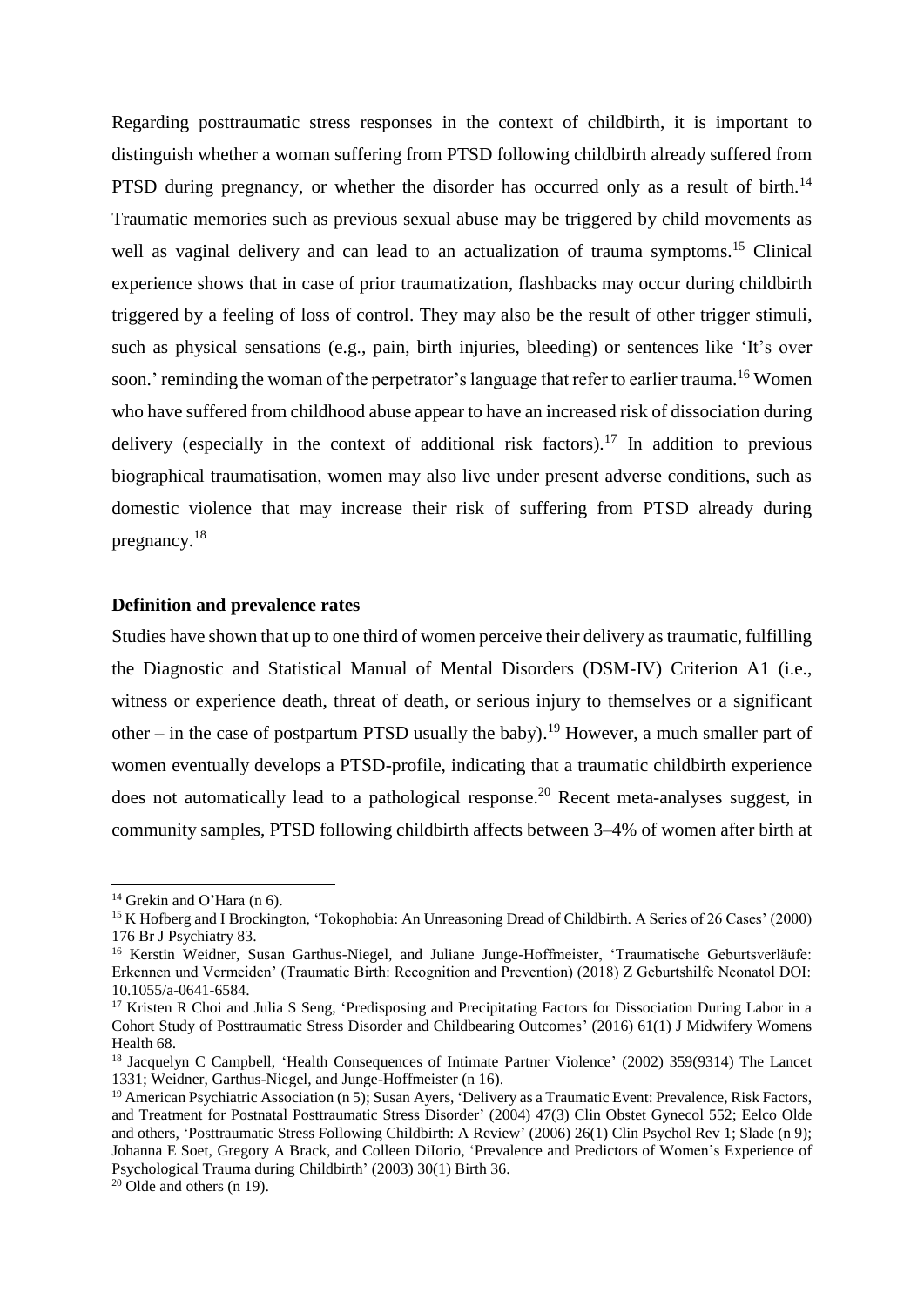Regarding posttraumatic stress responses in the context of childbirth, it is important to distinguish whether a woman suffering from PTSD following childbirth already suffered from PTSD during pregnancy, or whether the disorder has occurred only as a result of birth.[14] Traumatic memories such as previous sexual abuse may be triggered by child movements as well as vaginal delivery and can lead to an actualization of trauma symptoms.[15] Clinical experience shows that in case of prior traumatization, flashbacks may occur during childbirth triggered by a feeling of loss of control. They may also be the result of other trigger stimuli, such as physical sensations (e.g., pain, birth injuries, bleeding) or sentences like 'It's over soon.' reminding the woman of the perpetrator's language that refer to earlier trauma.[16] Women who have suffered from childhood abuse appear to have an increased risk of dissociation during delivery (especially in the context of additional risk factors).[17] In addition to previous biographical traumatisation, women may also live under present adverse conditions, such as domestic violence that may increase their risk of suffering from PTSD already during pregnancy.[18]

**Definition and prevalence rates**

Studies have shown that up to one third of women perceive their delivery as traumatic, fulfilling the Diagnostic and Statistical Manual of Mental Disorders (DSM-IV) Criterion A1 (i.e., witness or experience death, threat of death, or serious injury to themselves or a significant other – in the case of postpartum PTSD usually the baby).[19] However, a much smaller part of women eventually develops a PTSD-profile, indicating that a traumatic childbirth experience does not automatically lead to a pathological response.[20] Recent meta-analyses suggest, in community samples, PTSD following childbirth affects between 3–4% of women after birth at

---

[14] Grekin and O'Hara (n 6).

[15] K Hofberg and I Brockington, 'Tokophobia: An Unreasoning Dread of Childbirth. A Series of 26 Cases' (2000) 176 Br J Psychiatry 83.

[16] Kerstin Weidner, Susan Garthus-Niegel, and Juliane Junge-Hoffmeister, 'Traumatische Geburtsverläufe: Erkennen und Vermeiden' (Traumatic Birth: Recognition and Prevention) (2018) Z Geburtshilfe Neonatol DOI: 10.1055/a-0641-6584.

[17] Kristen R Choi and Julia S Seng, 'Predisposing and Precipitating Factors for Dissociation During Labor in a Cohort Study of Posttraumatic Stress Disorder and Childbearing Outcomes' (2016) 61(1) J Midwifery Womens Health 68.

[18] Jacquelyn C Campbell, 'Health Consequences of Intimate Partner Violence' (2002) 359(9314) The Lancet 1331; Weidner, Garthus-Niegel, and Junge-Hoffmeister (n 16).

[19] American Psychiatric Association (n 5); Susan Ayers, 'Delivery as a Traumatic Event: Prevalence, Risk Factors, and Treatment for Postnatal Posttraumatic Stress Disorder' (2004) 47(3) Clin Obstet Gynecol 552; Eelco Olde and others, 'Posttraumatic Stress Following Childbirth: A Review' (2006) 26(1) Clin Psychol Rev 1; Slade (n 9); Johanna E Soet, Gregory A Brack, and Colleen DiIorio, 'Prevalence and Predictors of Women's Experience of Psychological Trauma during Childbirth' (2003) 30(1) Birth 36.

[20] Olde and others (n 19).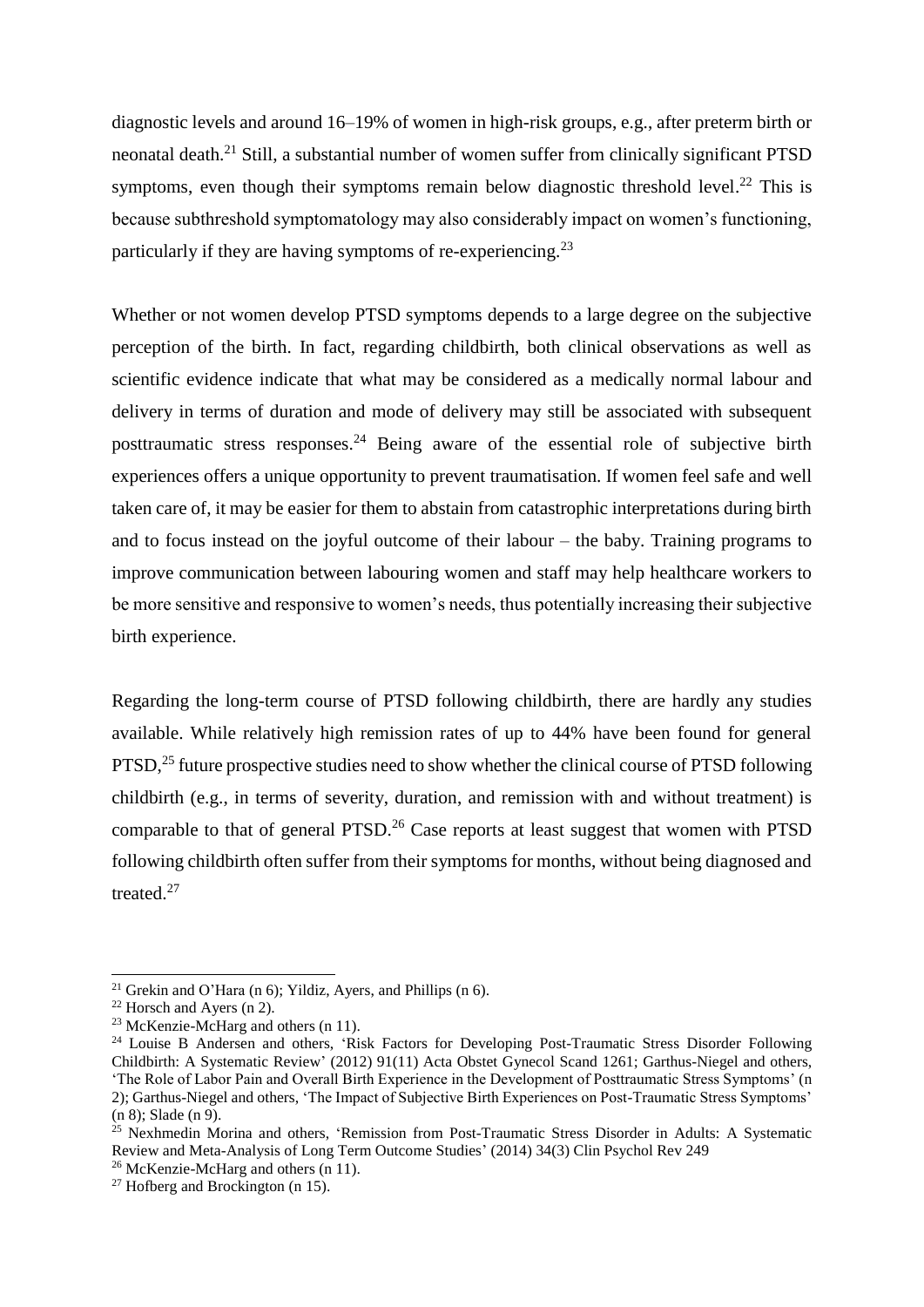diagnostic levels and around 16–19% of women in high-risk groups, e.g., after preterm birth or neonatal death.[21] Still, a substantial number of women suffer from clinically significant PTSD symptoms, even though their symptoms remain below diagnostic threshold level.[22] This is because subthreshold symptomatology may also considerably impact on women's functioning, particularly if they are having symptoms of re-experiencing.[23]

Whether or not women develop PTSD symptoms depends to a large degree on the subjective perception of the birth. In fact, regarding childbirth, both clinical observations as well as scientific evidence indicate that what may be considered as a medically normal labour and delivery in terms of duration and mode of delivery may still be associated with subsequent posttraumatic stress responses.[24] Being aware of the essential role of subjective birth experiences offers a unique opportunity to prevent traumatisation. If women feel safe and well taken care of, it may be easier for them to abstain from catastrophic interpretations during birth and to focus instead on the joyful outcome of their labour – the baby. Training programs to improve communication between labouring women and staff may help healthcare workers to be more sensitive and responsive to women's needs, thus potentially increasing their subjective birth experience.

Regarding the long-term course of PTSD following childbirth, there are hardly any studies available. While relatively high remission rates of up to 44% have been found for general PTSD,[25] future prospective studies need to show whether the clinical course of PTSD following childbirth (e.g., in terms of severity, duration, and remission with and without treatment) is comparable to that of general PTSD.[26] Case reports at least suggest that women with PTSD following childbirth often suffer from their symptoms for months, without being diagnosed and treated.[27]

---

[21] Grekin and O'Hara (n 6); Yildiz, Ayers, and Phillips (n 6).

[22] Horsch and Ayers (n 2).

[23] McKenzie-McHarg and others (n 11).

[24] Louise B Andersen and others, 'Risk Factors for Developing Post-Traumatic Stress Disorder Following Childbirth: A Systematic Review' (2012) 91(11) Acta Obstet Gynecol Scand 1261; Garthus-Niegel and others, 'The Role of Labor Pain and Overall Birth Experience in the Development of Posttraumatic Stress Symptoms' (n 2); Garthus-Niegel and others, 'The Impact of Subjective Birth Experiences on Post-Traumatic Stress Symptoms' (n 8); Slade (n 9).

[25] Nexhmedin Morina and others, 'Remission from Post-Traumatic Stress Disorder in Adults: A Systematic Review and Meta-Analysis of Long Term Outcome Studies' (2014) 34(3) Clin Psychol Rev 249

[26] McKenzie-McHarg and others (n 11).

[27] Hofberg and Brockington (n 15).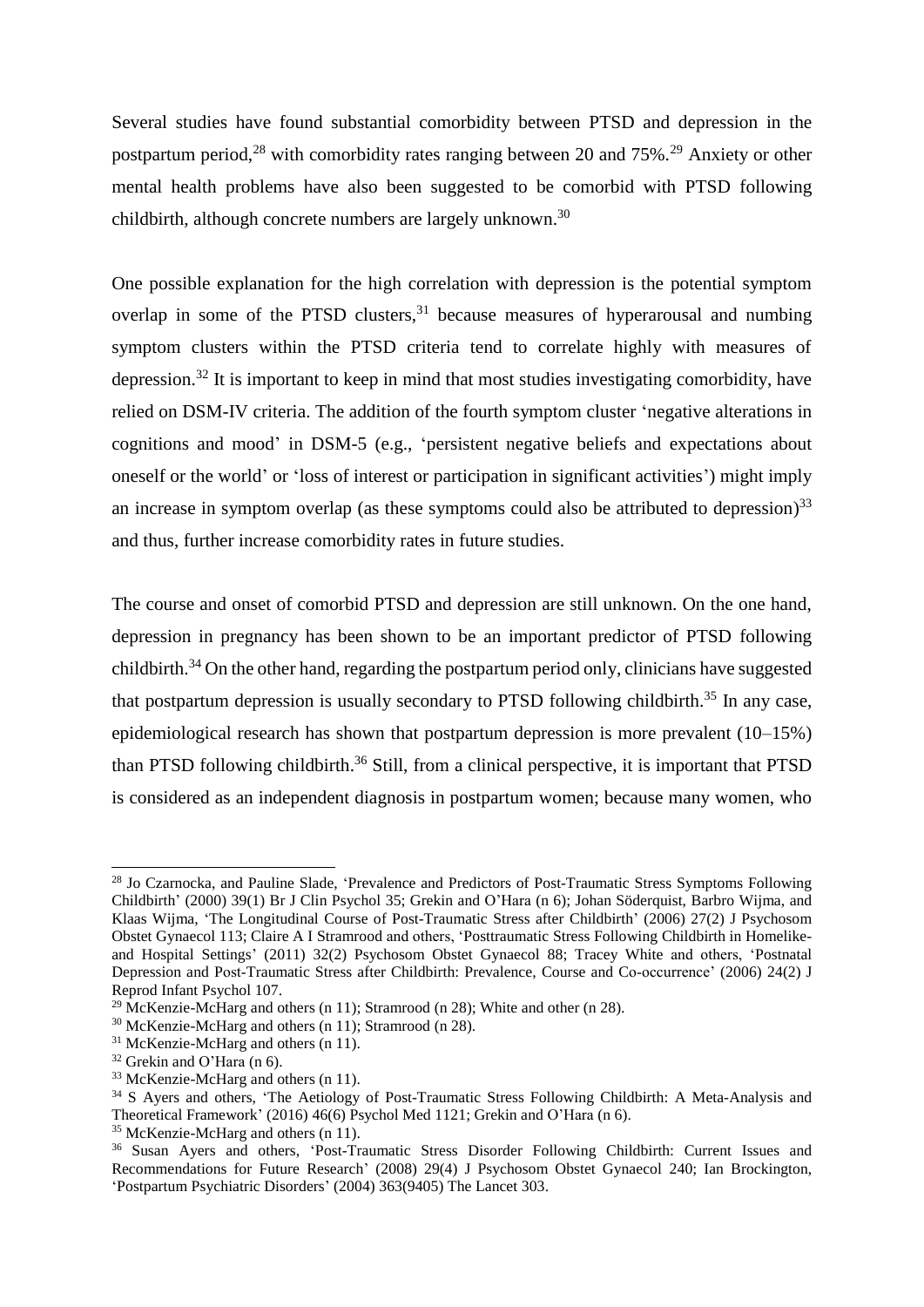Several studies have found substantial comorbidity between PTSD and depression in the postpartum period,[28] with comorbidity rates ranging between 20 and 75%.[29] Anxiety or other mental health problems have also been suggested to be comorbid with PTSD following childbirth, although concrete numbers are largely unknown.[30]

One possible explanation for the high correlation with depression is the potential symptom overlap in some of the PTSD clusters,[31] because measures of hyperarousal and numbing symptom clusters within the PTSD criteria tend to correlate highly with measures of depression.[32] It is important to keep in mind that most studies investigating comorbidity, have relied on DSM-IV criteria. The addition of the fourth symptom cluster 'negative alterations in cognitions and mood' in DSM-5 (e.g., 'persistent negative beliefs and expectations about oneself or the world' or 'loss of interest or participation in significant activities') might imply an increase in symptom overlap (as these symptoms could also be attributed to depression)[33] and thus, further increase comorbidity rates in future studies.

The course and onset of comorbid PTSD and depression are still unknown. On the one hand, depression in pregnancy has been shown to be an important predictor of PTSD following childbirth.[34] On the other hand, regarding the postpartum period only, clinicians have suggested that postpartum depression is usually secondary to PTSD following childbirth.[35] In any case, epidemiological research has shown that postpartum depression is more prevalent (10–15%) than PTSD following childbirth.[36] Still, from a clinical perspective, it is important that PTSD is considered as an independent diagnosis in postpartum women; because many women, who

---

[28] Jo Czarnocka, and Pauline Slade, 'Prevalence and Predictors of Post-Traumatic Stress Symptoms Following Childbirth' (2000) 39(1) Br J Clin Psychol 35; Grekin and O'Hara (n 6); Johan Söderquist, Barbro Wijma, and Klaas Wijma, 'The Longitudinal Course of Post-Traumatic Stress after Childbirth' (2006) 27(2) J Psychosom Obstet Gynaecol 113; Claire A I Stramrood and others, 'Posttraumatic Stress Following Childbirth in Homelike- and Hospital Settings' (2011) 32(2) Psychosom Obstet Gynaecol 88; Tracey White and others, 'Postnatal Depression and Post-Traumatic Stress after Childbirth: Prevalence, Course and Co-occurrence' (2006) 24(2) J Reprod Infant Psychol 107.

[29] McKenzie-McHarg and others (n 11); Stramrood (n 28); White and other (n 28).

[30] McKenzie-McHarg and others (n 11); Stramrood (n 28).

[31] McKenzie-McHarg and others (n 11).

[32] Grekin and O'Hara (n 6).

[33] McKenzie-McHarg and others (n 11).

[34] S Ayers and others, 'The Aetiology of Post-Traumatic Stress Following Childbirth: A Meta-Analysis and Theoretical Framework' (2016) 46(6) Psychol Med 1121; Grekin and O'Hara (n 6).

[35] McKenzie-McHarg and others (n 11).

[36] Susan Ayers and others, 'Post-Traumatic Stress Disorder Following Childbirth: Current Issues and Recommendations for Future Research' (2008) 29(4) J Psychosom Obstet Gynaecol 240; Ian Brockington, 'Postpartum Psychiatric Disorders' (2004) 363(9405) The Lancet 303.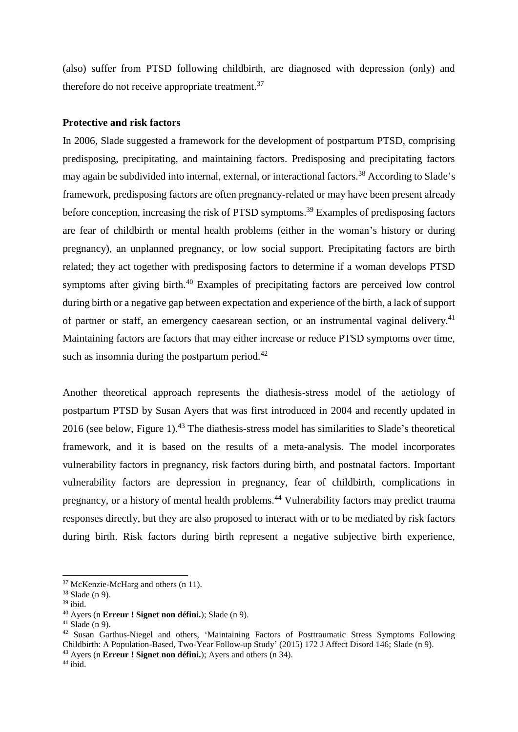(also) suffer from PTSD following childbirth, are diagnosed with depression (only) and therefore do not receive appropriate treatment.[37]

**Protective and risk factors**

In 2006, Slade suggested a framework for the development of postpartum PTSD, comprising predisposing, precipitating, and maintaining factors. Predisposing and precipitating factors may again be subdivided into internal, external, or interactional factors.[38] According to Slade's framework, predisposing factors are often pregnancy-related or may have been present already before conception, increasing the risk of PTSD symptoms.[39] Examples of predisposing factors are fear of childbirth or mental health problems (either in the woman's history or during pregnancy), an unplanned pregnancy, or low social support. Precipitating factors are birth related; they act together with predisposing factors to determine if a woman develops PTSD symptoms after giving birth.[40] Examples of precipitating factors are perceived low control during birth or a negative gap between expectation and experience of the birth, a lack of support of partner or staff, an emergency caesarean section, or an instrumental vaginal delivery.[41] Maintaining factors are factors that may either increase or reduce PTSD symptoms over time, such as insomnia during the postpartum period.[42]

Another theoretical approach represents the diathesis-stress model of the aetiology of postpartum PTSD by Susan Ayers that was first introduced in 2004 and recently updated in 2016 (see below, Figure 1).[43] The diathesis-stress model has similarities to Slade's theoretical framework, and it is based on the results of a meta-analysis. The model incorporates vulnerability factors in pregnancy, risk factors during birth, and postnatal factors. Important vulnerability factors are depression in pregnancy, fear of childbirth, complications in pregnancy, or a history of mental health problems.[44] Vulnerability factors may predict trauma responses directly, but they are also proposed to interact with or to be mediated by risk factors during birth. Risk factors during birth represent a negative subjective birth experience,

---

[37] McKenzie-McHarg and others (n 11).

[38] Slade (n 9).

[39] ibid.

[40] Ayers (n **Erreur ! Signet non défini.**); Slade (n 9).

[41] Slade (n 9).

[42] Susan Garthus-Niegel and others, 'Maintaining Factors of Posttraumatic Stress Symptoms Following Childbirth: A Population-Based, Two-Year Follow-up Study' (2015) 172 J Affect Disord 146; Slade (n 9).

[43] Ayers (n **Erreur ! Signet non défini.**); Ayers and others (n 34).

[44] ibid.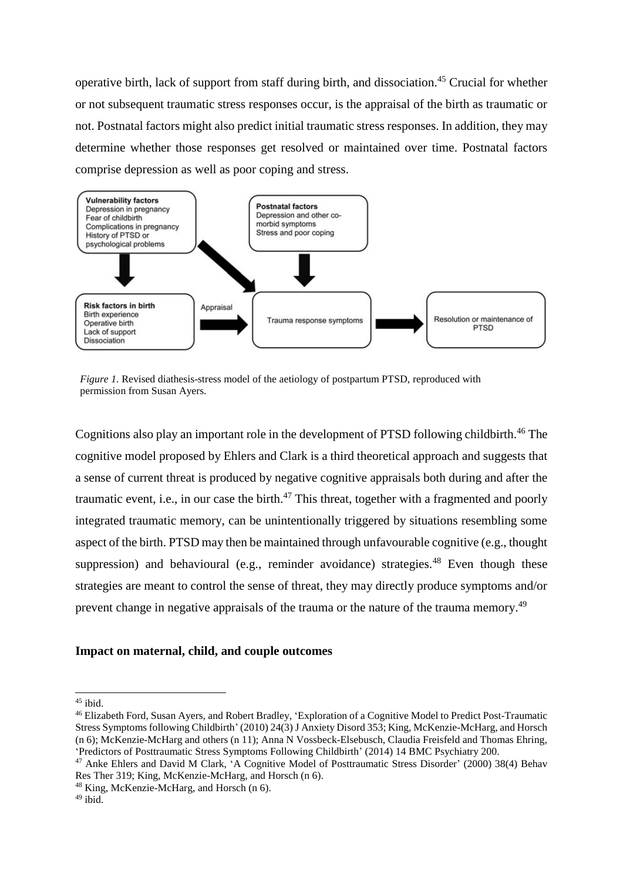operative birth, lack of support from staff during birth, and dissociation.[45] Crucial for whether or not subsequent traumatic stress responses occur, is the appraisal of the birth as traumatic or not. Postnatal factors might also predict initial traumatic stress responses. In addition, they may determine whether those responses get resolved or maintained over time. Postnatal factors comprise depression as well as poor coping and stress.

*Figure 1.* Revised diathesis-stress model of the aetiology of postpartum PTSD, reproduced with permission from Susan Ayers.

Cognitions also play an important role in the development of PTSD following childbirth.[46] The cognitive model proposed by Ehlers and Clark is a third theoretical approach and suggests that a sense of current threat is produced by negative cognitive appraisals both during and after the traumatic event, i.e., in our case the birth.[47] This threat, together with a fragmented and poorly integrated traumatic memory, can be unintentionally triggered by situations resembling some aspect of the birth. PTSD may then be maintained through unfavourable cognitive (e.g., thought suppression) and behavioural (e.g., reminder avoidance) strategies.[48] Even though these strategies are meant to control the sense of threat, they may directly produce symptoms and/or prevent change in negative appraisals of the trauma or the nature of the trauma memory.[49]

**Impact on maternal, child, and couple outcomes**

---

[45] ibid.

[46] Elizabeth Ford, Susan Ayers, and Robert Bradley, 'Exploration of a Cognitive Model to Predict Post-Traumatic Stress Symptoms following Childbirth' (2010) 24(3) J Anxiety Disord 353; King, McKenzie-McHarg, and Horsch (n 6); McKenzie-McHarg and others (n 11); Anna N Vossbeck-Elsebusch, Claudia Freisfeld and Thomas Ehring, 'Predictors of Posttraumatic Stress Symptoms Following Childbirth' (2014) 14 BMC Psychiatry 200.

[47] Anke Ehlers and David M Clark, 'A Cognitive Model of Posttraumatic Stress Disorder' (2000) 38(4) Behav Res Ther 319; King, McKenzie-McHarg, and Horsch (n 6).

[48] King, McKenzie-McHarg, and Horsch (n 6).

[49] ibid.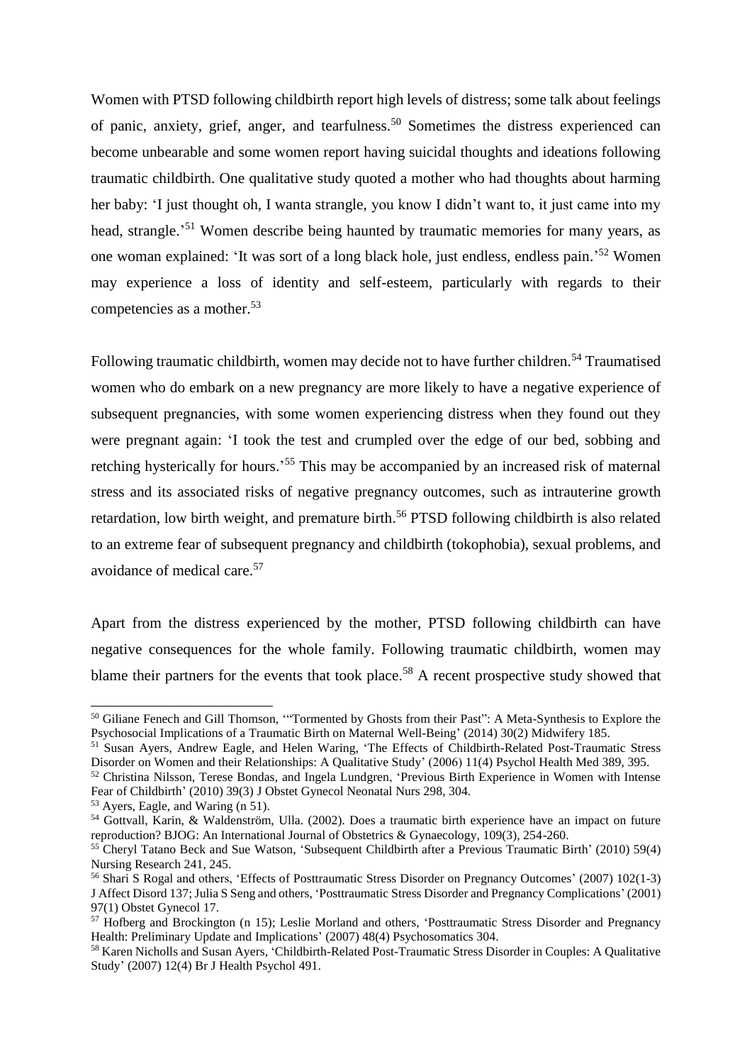Women with PTSD following childbirth report high levels of distress; some talk about feelings of panic, anxiety, grief, anger, and tearfulness.[50] Sometimes the distress experienced can become unbearable and some women report having suicidal thoughts and ideations following traumatic childbirth. One qualitative study quoted a mother who had thoughts about harming her baby: 'I just thought oh, I wanta strangle, you know I didn't want to, it just came into my head, strangle.'[51] Women describe being haunted by traumatic memories for many years, as one woman explained: 'It was sort of a long black hole, just endless, endless pain.'[52] Women may experience a loss of identity and self-esteem, particularly with regards to their competencies as a mother.[53]

Following traumatic childbirth, women may decide not to have further children.[54] Traumatised women who do embark on a new pregnancy are more likely to have a negative experience of subsequent pregnancies, with some women experiencing distress when they found out they were pregnant again: 'I took the test and crumpled over the edge of our bed, sobbing and retching hysterically for hours.'[55] This may be accompanied by an increased risk of maternal stress and its associated risks of negative pregnancy outcomes, such as intrauterine growth retardation, low birth weight, and premature birth.[56] PTSD following childbirth is also related to an extreme fear of subsequent pregnancy and childbirth (tokophobia), sexual problems, and avoidance of medical care.[57]

Apart from the distress experienced by the mother, PTSD following childbirth can have negative consequences for the whole family. Following traumatic childbirth, women may blame their partners for the events that took place.[58] A recent prospective study showed that

---

[50] Giliane Fenech and Gill Thomson, '"Tormented by Ghosts from their Past": A Meta-Synthesis to Explore the Psychosocial Implications of a Traumatic Birth on Maternal Well-Being' (2014) 30(2) Midwifery 185.

[51] Susan Ayers, Andrew Eagle, and Helen Waring, 'The Effects of Childbirth-Related Post-Traumatic Stress Disorder on Women and their Relationships: A Qualitative Study' (2006) 11(4) Psychol Health Med 389, 395.

[52] Christina Nilsson, Terese Bondas, and Ingela Lundgren, 'Previous Birth Experience in Women with Intense Fear of Childbirth' (2010) 39(3) J Obstet Gynecol Neonatal Nurs 298, 304.

[53] Ayers, Eagle, and Waring (n 51).

[54] Gottvall, Karin, & Waldenström, Ulla. (2002). Does a traumatic birth experience have an impact on future reproduction? BJOG: An International Journal of Obstetrics & Gynaecology, 109(3), 254-260.

[55] Cheryl Tatano Beck and Sue Watson, 'Subsequent Childbirth after a Previous Traumatic Birth' (2010) 59(4) Nursing Research 241, 245.

[56] Shari S Rogal and others, 'Effects of Posttraumatic Stress Disorder on Pregnancy Outcomes' (2007) 102(1-3) J Affect Disord 137; Julia S Seng and others, 'Posttraumatic Stress Disorder and Pregnancy Complications' (2001) 97(1) Obstet Gynecol 17.

[57] Hofberg and Brockington (n 15); Leslie Morland and others, 'Posttraumatic Stress Disorder and Pregnancy Health: Preliminary Update and Implications' (2007) 48(4) Psychosomatics 304.

[58] Karen Nicholls and Susan Ayers, 'Childbirth-Related Post-Traumatic Stress Disorder in Couples: A Qualitative Study' (2007) 12(4) Br J Health Psychol 491.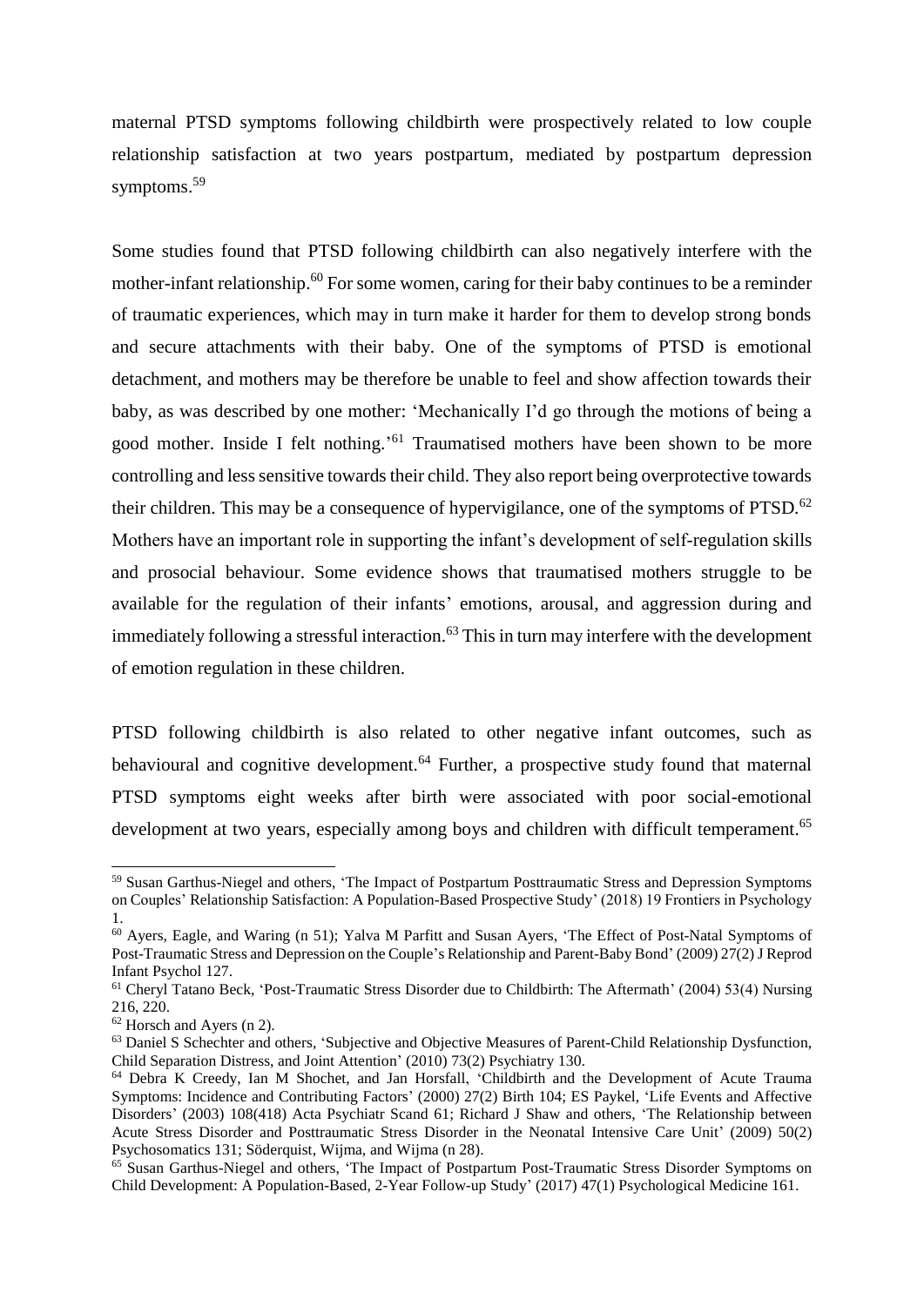maternal PTSD symptoms following childbirth were prospectively related to low couple relationship satisfaction at two years postpartum, mediated by postpartum depression symptoms.[59]

Some studies found that PTSD following childbirth can also negatively interfere with the mother-infant relationship.[60] For some women, caring for their baby continues to be a reminder of traumatic experiences, which may in turn make it harder for them to develop strong bonds and secure attachments with their baby. One of the symptoms of PTSD is emotional detachment, and mothers may be therefore be unable to feel and show affection towards their baby, as was described by one mother: 'Mechanically I'd go through the motions of being a good mother. Inside I felt nothing.'[61] Traumatised mothers have been shown to be more controlling and less sensitive towards their child. They also report being overprotective towards their children. This may be a consequence of hypervigilance, one of the symptoms of PTSD.[62] Mothers have an important role in supporting the infant's development of self-regulation skills and prosocial behaviour. Some evidence shows that traumatised mothers struggle to be available for the regulation of their infants' emotions, arousal, and aggression during and immediately following a stressful interaction.[63] This in turn may interfere with the development of emotion regulation in these children.

PTSD following childbirth is also related to other negative infant outcomes, such as behavioural and cognitive development.[64] Further, a prospective study found that maternal PTSD symptoms eight weeks after birth were associated with poor social-emotional development at two years, especially among boys and children with difficult temperament.[65]

---

[59] Susan Garthus-Niegel and others, 'The Impact of Postpartum Posttraumatic Stress and Depression Symptoms on Couples' Relationship Satisfaction: A Population-Based Prospective Study' (2018) 19 Frontiers in Psychology 1.

[60] Ayers, Eagle, and Waring (n 51); Yalva M Parfitt and Susan Ayers, 'The Effect of Post-Natal Symptoms of Post-Traumatic Stress and Depression on the Couple's Relationship and Parent-Baby Bond' (2009) 27(2) J Reprod Infant Psychol 127.

[61] Cheryl Tatano Beck, 'Post-Traumatic Stress Disorder due to Childbirth: The Aftermath' (2004) 53(4) Nursing 216, 220.

[62] Horsch and Ayers (n 2).

[63] Daniel S Schechter and others, 'Subjective and Objective Measures of Parent-Child Relationship Dysfunction, Child Separation Distress, and Joint Attention' (2010) 73(2) Psychiatry 130.

[64] Debra K Creedy, Ian M Shochet, and Jan Horsfall, 'Childbirth and the Development of Acute Trauma Symptoms: Incidence and Contributing Factors' (2000) 27(2) Birth 104; ES Paykel, 'Life Events and Affective Disorders' (2003) 108(418) Acta Psychiatr Scand 61; Richard J Shaw and others, 'The Relationship between Acute Stress Disorder and Posttraumatic Stress Disorder in the Neonatal Intensive Care Unit' (2009) 50(2) Psychosomatics 131; Söderquist, Wijma, and Wijma (n 28).

[65] Susan Garthus-Niegel and others, 'The Impact of Postpartum Post-Traumatic Stress Disorder Symptoms on Child Development: A Population-Based, 2-Year Follow-up Study' (2017) 47(1) Psychological Medicine 161.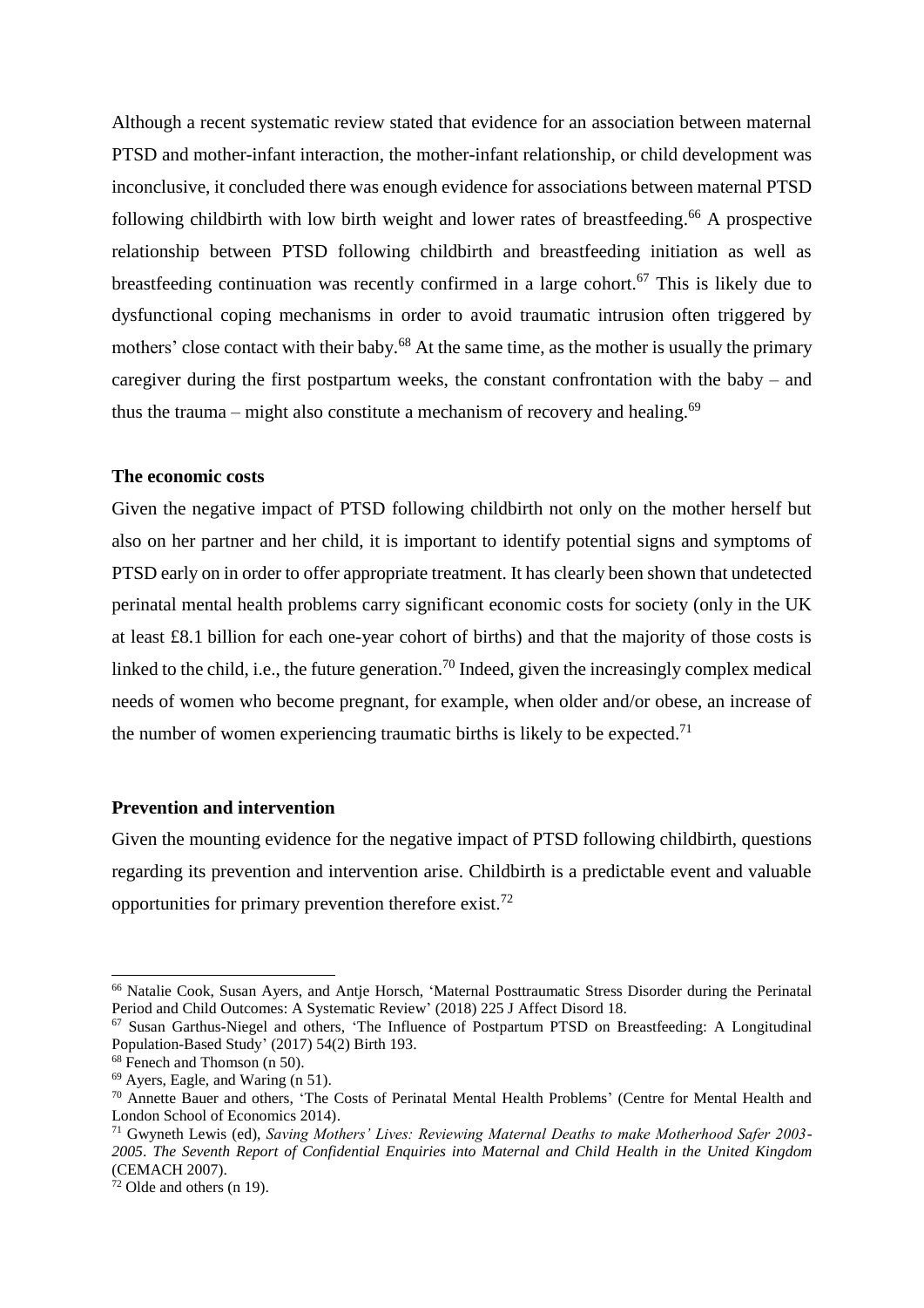Although a recent systematic review stated that evidence for an association between maternal PTSD and mother-infant interaction, the mother-infant relationship, or child development was inconclusive, it concluded there was enough evidence for associations between maternal PTSD following childbirth with low birth weight and lower rates of breastfeeding.[66] A prospective relationship between PTSD following childbirth and breastfeeding initiation as well as breastfeeding continuation was recently confirmed in a large cohort.[67] This is likely due to dysfunctional coping mechanisms in order to avoid traumatic intrusion often triggered by mothers' close contact with their baby.[68] At the same time, as the mother is usually the primary caregiver during the first postpartum weeks, the constant confrontation with the baby – and thus the trauma – might also constitute a mechanism of recovery and healing.[69]

**The economic costs**

Given the negative impact of PTSD following childbirth not only on the mother herself but also on her partner and her child, it is important to identify potential signs and symptoms of PTSD early on in order to offer appropriate treatment. It has clearly been shown that undetected perinatal mental health problems carry significant economic costs for society (only in the UK at least £8.1 billion for each one-year cohort of births) and that the majority of those costs is linked to the child, i.e., the future generation.[70] Indeed, given the increasingly complex medical needs of women who become pregnant, for example, when older and/or obese, an increase of the number of women experiencing traumatic births is likely to be expected.[71]

**Prevention and intervention**

Given the mounting evidence for the negative impact of PTSD following childbirth, questions regarding its prevention and intervention arise. Childbirth is a predictable event and valuable opportunities for primary prevention therefore exist.[72]

---

[66] Natalie Cook, Susan Ayers, and Antje Horsch, 'Maternal Posttraumatic Stress Disorder during the Perinatal Period and Child Outcomes: A Systematic Review' (2018) 225 J Affect Disord 18.

[67] Susan Garthus-Niegel and others, 'The Influence of Postpartum PTSD on Breastfeeding: A Longitudinal Population-Based Study' (2017) 54(2) Birth 193.

[68] Fenech and Thomson (n 50).

[69] Ayers, Eagle, and Waring (n 51).

[70] Annette Bauer and others, 'The Costs of Perinatal Mental Health Problems' (Centre for Mental Health and London School of Economics 2014).

[71] Gwyneth Lewis (ed), *Saving Mothers' Lives: Reviewing Maternal Deaths to make Motherhood Safer 2003-2005. The Seventh Report of Confidential Enquiries into Maternal and Child Health in the United Kingdom* (CEMACH 2007).

[72] Olde and others (n 19).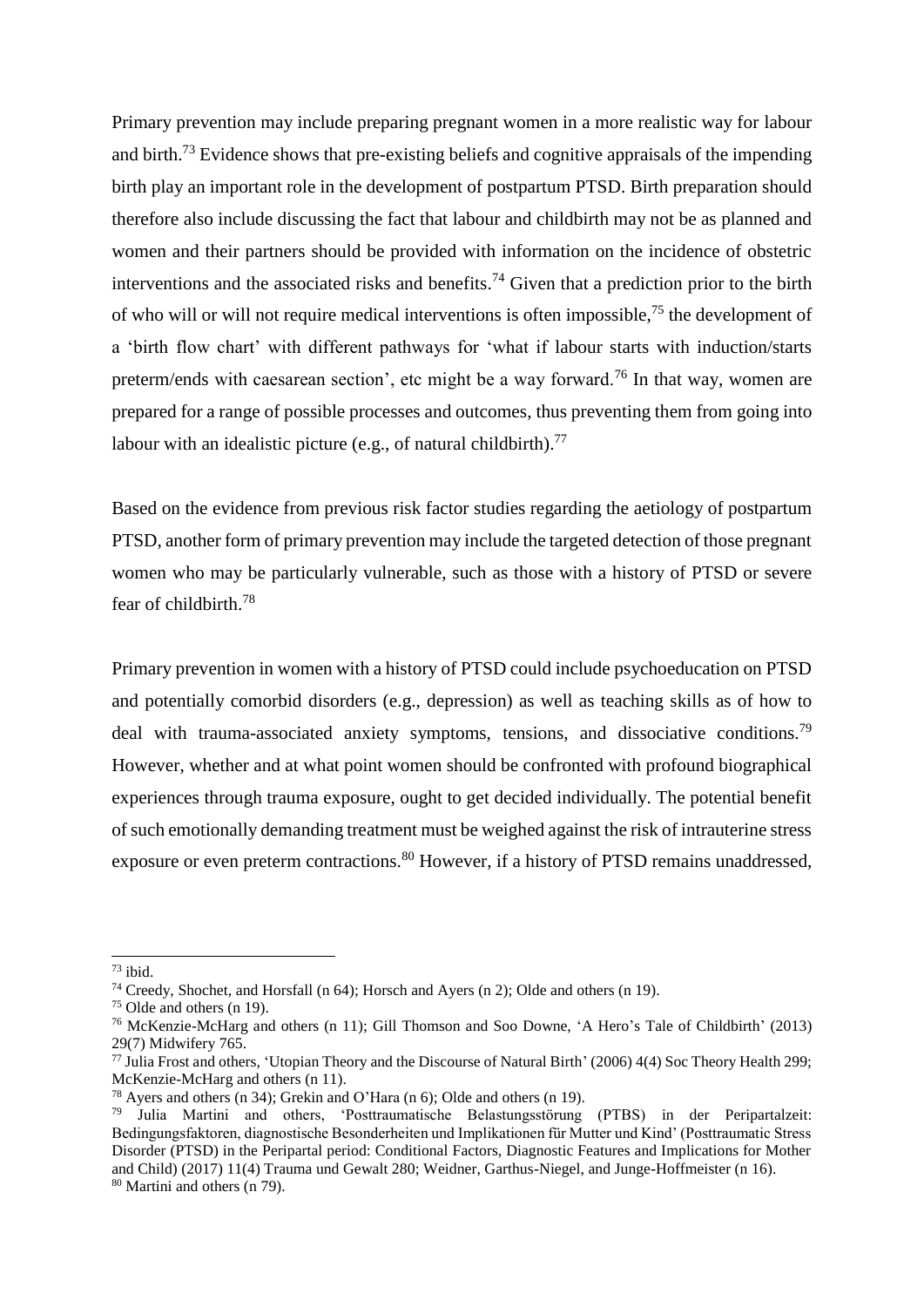Primary prevention may include preparing pregnant women in a more realistic way for labour and birth.[73] Evidence shows that pre-existing beliefs and cognitive appraisals of the impending birth play an important role in the development of postpartum PTSD. Birth preparation should therefore also include discussing the fact that labour and childbirth may not be as planned and women and their partners should be provided with information on the incidence of obstetric interventions and the associated risks and benefits.[74] Given that a prediction prior to the birth of who will or will not require medical interventions is often impossible,[75] the development of a 'birth flow chart' with different pathways for 'what if labour starts with induction/starts preterm/ends with caesarean section', etc might be a way forward.[76] In that way, women are prepared for a range of possible processes and outcomes, thus preventing them from going into labour with an idealistic picture (e.g., of natural childbirth).[77]

Based on the evidence from previous risk factor studies regarding the aetiology of postpartum PTSD, another form of primary prevention may include the targeted detection of those pregnant women who may be particularly vulnerable, such as those with a history of PTSD or severe fear of childbirth.[78]

Primary prevention in women with a history of PTSD could include psychoeducation on PTSD and potentially comorbid disorders (e.g., depression) as well as teaching skills as of how to deal with trauma-associated anxiety symptoms, tensions, and dissociative conditions.[79] However, whether and at what point women should be confronted with profound biographical experiences through trauma exposure, ought to get decided individually. The potential benefit of such emotionally demanding treatment must be weighed against the risk of intrauterine stress exposure or even preterm contractions.[80] However, if a history of PTSD remains unaddressed,

---

[73] ibid.

[74] Creedy, Shochet, and Horsfall (n 64); Horsch and Ayers (n 2); Olde and others (n 19).

[75] Olde and others (n 19).

[76] McKenzie-McHarg and others (n 11); Gill Thomson and Soo Downe, 'A Hero's Tale of Childbirth' (2013) 29(7) Midwifery 765.

[77] Julia Frost and others, 'Utopian Theory and the Discourse of Natural Birth' (2006) 4(4) Soc Theory Health 299; McKenzie-McHarg and others (n 11).

[78] Ayers and others (n 34); Grekin and O'Hara (n 6); Olde and others (n 19).

[79] Julia Martini and others, 'Posttraumatische Belastungsstörung (PTBS) in der Peripartalzeit: Bedingungsfaktoren, diagnostische Besonderheiten und Implikationen für Mutter und Kind' (Posttraumatic Stress Disorder (PTSD) in the Peripartal period: Conditional Factors, Diagnostic Features and Implications for Mother and Child) (2017) 11(4) Trauma und Gewalt 280; Weidner, Garthus-Niegel, and Junge-Hoffmeister (n 16).

[80] Martini and others (n 79).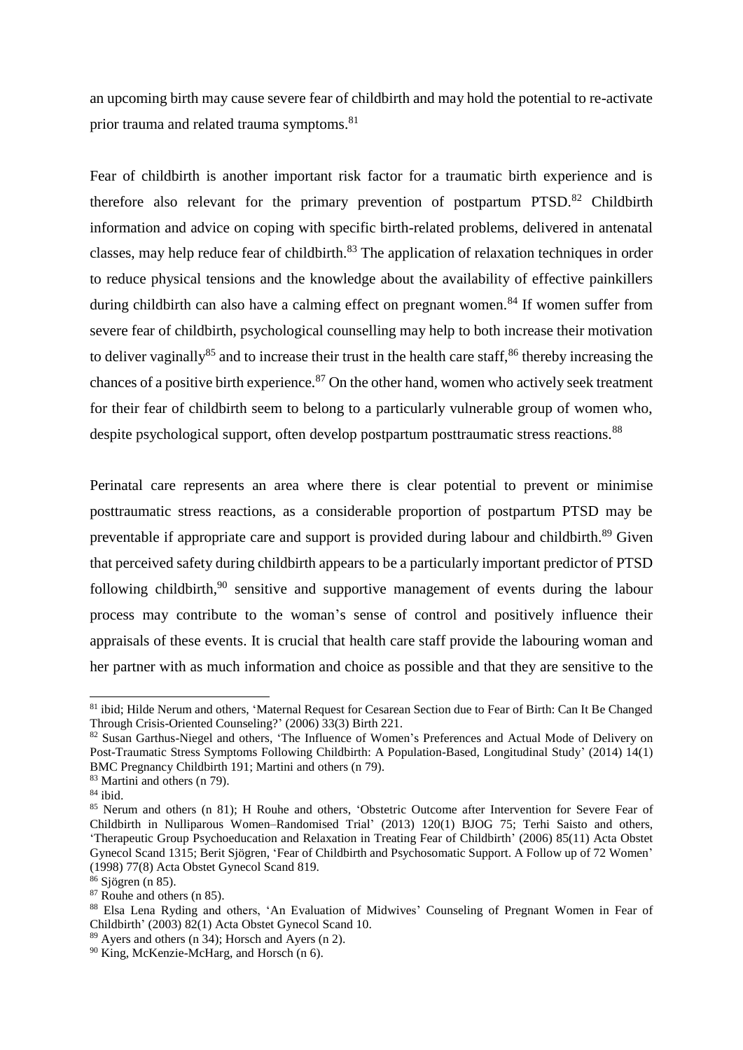an upcoming birth may cause severe fear of childbirth and may hold the potential to re-activate prior trauma and related trauma symptoms.[81]

Fear of childbirth is another important risk factor for a traumatic birth experience and is therefore also relevant for the primary prevention of postpartum PTSD.[82] Childbirth information and advice on coping with specific birth-related problems, delivered in antenatal classes, may help reduce fear of childbirth.[83] The application of relaxation techniques in order to reduce physical tensions and the knowledge about the availability of effective painkillers during childbirth can also have a calming effect on pregnant women.[84] If women suffer from severe fear of childbirth, psychological counselling may help to both increase their motivation to deliver vaginally[85] and to increase their trust in the health care staff,[86] thereby increasing the chances of a positive birth experience.[87] On the other hand, women who actively seek treatment for their fear of childbirth seem to belong to a particularly vulnerable group of women who, despite psychological support, often develop postpartum posttraumatic stress reactions.[88]

Perinatal care represents an area where there is clear potential to prevent or minimise posttraumatic stress reactions, as a considerable proportion of postpartum PTSD may be preventable if appropriate care and support is provided during labour and childbirth.[89] Given that perceived safety during childbirth appears to be a particularly important predictor of PTSD following childbirth,[90] sensitive and supportive management of events during the labour process may contribute to the woman's sense of control and positively influence their appraisals of these events. It is crucial that health care staff provide the labouring woman and her partner with as much information and choice as possible and that they are sensitive to the

---

[81] ibid; Hilde Nerum and others, 'Maternal Request for Cesarean Section due to Fear of Birth: Can It Be Changed Through Crisis-Oriented Counseling?' (2006) 33(3) Birth 221.

[82] Susan Garthus-Niegel and others, 'The Influence of Women's Preferences and Actual Mode of Delivery on Post-Traumatic Stress Symptoms Following Childbirth: A Population-Based, Longitudinal Study' (2014) 14(1) BMC Pregnancy Childbirth 191; Martini and others (n 79).

[83] Martini and others (n 79).

[84] ibid.

[85] Nerum and others (n 81); H Rouhe and others, 'Obstetric Outcome after Intervention for Severe Fear of Childbirth in Nulliparous Women–Randomised Trial' (2013) 120(1) BJOG 75; Terhi Saisto and others, 'Therapeutic Group Psychoeducation and Relaxation in Treating Fear of Childbirth' (2006) 85(11) Acta Obstet Gynecol Scand 1315; Berit Sjögren, 'Fear of Childbirth and Psychosomatic Support. A Follow up of 72 Women' (1998) 77(8) Acta Obstet Gynecol Scand 819.

[86] Sjögren (n 85).

[87] Rouhe and others (n 85).

[88] Elsa Lena Ryding and others, 'An Evaluation of Midwives' Counseling of Pregnant Women in Fear of Childbirth' (2003) 82(1) Acta Obstet Gynecol Scand 10.

[89] Ayers and others (n 34); Horsch and Ayers (n 2).

[90] King, McKenzie-McHarg, and Horsch (n 6).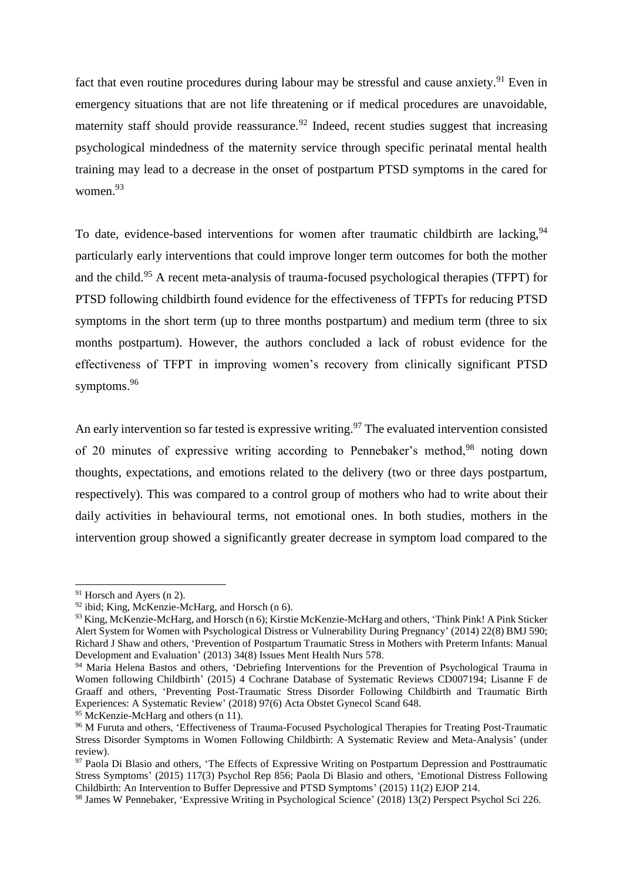fact that even routine procedures during labour may be stressful and cause anxiety.[91] Even in emergency situations that are not life threatening or if medical procedures are unavoidable, maternity staff should provide reassurance.[92] Indeed, recent studies suggest that increasing psychological mindedness of the maternity service through specific perinatal mental health training may lead to a decrease in the onset of postpartum PTSD symptoms in the cared for women.[93]

To date, evidence-based interventions for women after traumatic childbirth are lacking,[94] particularly early interventions that could improve longer term outcomes for both the mother and the child.[95] A recent meta-analysis of trauma-focused psychological therapies (TFPT) for PTSD following childbirth found evidence for the effectiveness of TFPTs for reducing PTSD symptoms in the short term (up to three months postpartum) and medium term (three to six months postpartum). However, the authors concluded a lack of robust evidence for the effectiveness of TFPT in improving women's recovery from clinically significant PTSD symptoms.[96]

An early intervention so far tested is expressive writing.[97] The evaluated intervention consisted of 20 minutes of expressive writing according to Pennebaker's method,[98] noting down thoughts, expectations, and emotions related to the delivery (two or three days postpartum, respectively). This was compared to a control group of mothers who had to write about their daily activities in behavioural terms, not emotional ones. In both studies, mothers in the intervention group showed a significantly greater decrease in symptom load compared to the

---

[91] Horsch and Ayers (n 2).

[92] ibid; King, McKenzie-McHarg, and Horsch (n 6).

[93] King, McKenzie-McHarg, and Horsch (n 6); Kirstie McKenzie-McHarg and others, 'Think Pink! A Pink Sticker Alert System for Women with Psychological Distress or Vulnerability During Pregnancy' (2014) 22(8) BMJ 590; Richard J Shaw and others, 'Prevention of Postpartum Traumatic Stress in Mothers with Preterm Infants: Manual Development and Evaluation' (2013) 34(8) Issues Ment Health Nurs 578.

[94] Maria Helena Bastos and others, 'Debriefing Interventions for the Prevention of Psychological Trauma in Women following Childbirth' (2015) 4 Cochrane Database of Systematic Reviews CD007194; Lisanne F de Graaff and others, 'Preventing Post-Traumatic Stress Disorder Following Childbirth and Traumatic Birth Experiences: A Systematic Review' (2018) 97(6) Acta Obstet Gynecol Scand 648.

[95] McKenzie-McHarg and others (n 11).

[96] M Furuta and others, 'Effectiveness of Trauma-Focused Psychological Therapies for Treating Post-Traumatic Stress Disorder Symptoms in Women Following Childbirth: A Systematic Review and Meta-Analysis' (under review).

[97] Paola Di Blasio and others, 'The Effects of Expressive Writing on Postpartum Depression and Posttraumatic Stress Symptoms' (2015) 117(3) Psychol Rep 856; Paola Di Blasio and others, 'Emotional Distress Following Childbirth: An Intervention to Buffer Depressive and PTSD Symptoms' (2015) 11(2) EJOP 214.

[98] James W Pennebaker, 'Expressive Writing in Psychological Science' (2018) 13(2) Perspect Psychol Sci 226.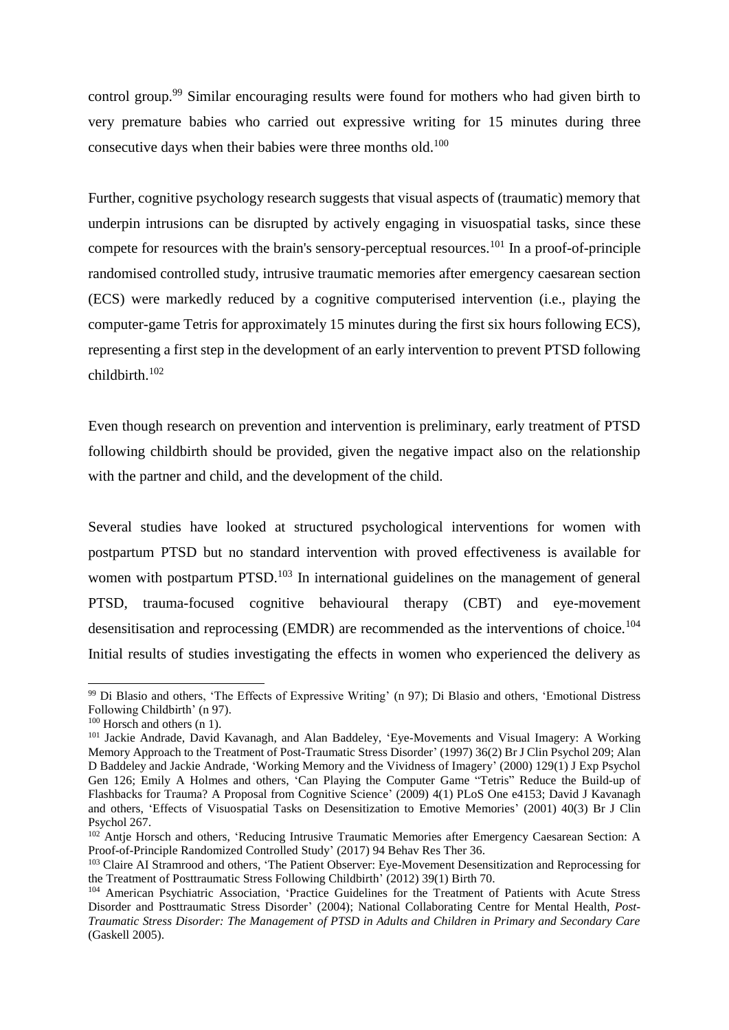control group.[99] Similar encouraging results were found for mothers who had given birth to very premature babies who carried out expressive writing for 15 minutes during three consecutive days when their babies were three months old.[100]

Further, cognitive psychology research suggests that visual aspects of (traumatic) memory that underpin intrusions can be disrupted by actively engaging in visuospatial tasks, since these compete for resources with the brain's sensory-perceptual resources.[101] In a proof-of-principle randomised controlled study, intrusive traumatic memories after emergency caesarean section (ECS) were markedly reduced by a cognitive computerised intervention (i.e., playing the computer-game Tetris for approximately 15 minutes during the first six hours following ECS), representing a first step in the development of an early intervention to prevent PTSD following childbirth.[102]

Even though research on prevention and intervention is preliminary, early treatment of PTSD following childbirth should be provided, given the negative impact also on the relationship with the partner and child, and the development of the child.

Several studies have looked at structured psychological interventions for women with postpartum PTSD but no standard intervention with proved effectiveness is available for women with postpartum PTSD.[103] In international guidelines on the management of general PTSD, trauma-focused cognitive behavioural therapy (CBT) and eye-movement desensitisation and reprocessing (EMDR) are recommended as the interventions of choice.[104] Initial results of studies investigating the effects in women who experienced the delivery as

---

[99] Di Blasio and others, 'The Effects of Expressive Writing' (n 97); Di Blasio and others, 'Emotional Distress Following Childbirth' (n 97).

[100] Horsch and others (n 1).

[101] Jackie Andrade, David Kavanagh, and Alan Baddeley, 'Eye-Movements and Visual Imagery: A Working Memory Approach to the Treatment of Post-Traumatic Stress Disorder' (1997) 36(2) Br J Clin Psychol 209; Alan D Baddeley and Jackie Andrade, 'Working Memory and the Vividness of Imagery' (2000) 129(1) J Exp Psychol Gen 126; Emily A Holmes and others, 'Can Playing the Computer Game "Tetris" Reduce the Build-up of Flashbacks for Trauma? A Proposal from Cognitive Science' (2009) 4(1) PLoS One e4153; David J Kavanagh and others, 'Effects of Visuospatial Tasks on Desensitization to Emotive Memories' (2001) 40(3) Br J Clin Psychol 267.

[102] Antje Horsch and others, 'Reducing Intrusive Traumatic Memories after Emergency Caesarean Section: A Proof-of-Principle Randomized Controlled Study' (2017) 94 Behav Res Ther 36.

[103] Claire AI Stramrood and others, 'The Patient Observer: Eye-Movement Desensitization and Reprocessing for the Treatment of Posttraumatic Stress Following Childbirth' (2012) 39(1) Birth 70.

[104] American Psychiatric Association, 'Practice Guidelines for the Treatment of Patients with Acute Stress Disorder and Posttraumatic Stress Disorder' (2004); National Collaborating Centre for Mental Health, *Post-Traumatic Stress Disorder: The Management of PTSD in Adults and Children in Primary and Secondary Care* (Gaskell 2005).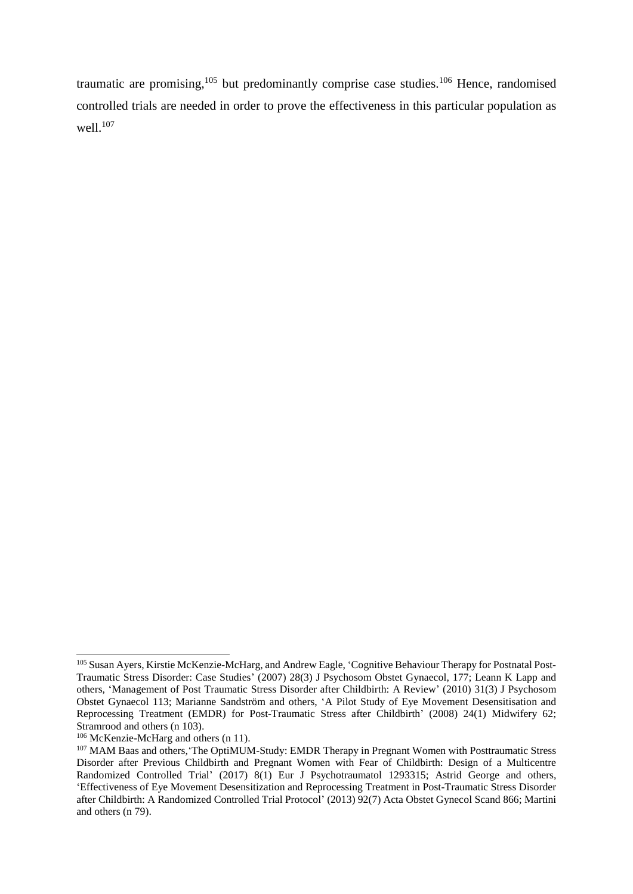traumatic are promising,[105] but predominantly comprise case studies.[106] Hence, randomised controlled trials are needed in order to prove the effectiveness in this particular population as well.[107]

---

[105] Susan Ayers, Kirstie McKenzie-McHarg, and Andrew Eagle, 'Cognitive Behaviour Therapy for Postnatal Post-Traumatic Stress Disorder: Case Studies' (2007) 28(3) J Psychosom Obstet Gynaecol, 177; Leann K Lapp and others, 'Management of Post Traumatic Stress Disorder after Childbirth: A Review' (2010) 31(3) J Psychosom Obstet Gynaecol 113; Marianne Sandström and others, 'A Pilot Study of Eye Movement Desensitisation and Reprocessing Treatment (EMDR) for Post-Traumatic Stress after Childbirth' (2008) 24(1) Midwifery 62; Stramrood and others (n 103).

[106] McKenzie-McHarg and others (n 11).

[107] MAM Baas and others,'The OptiMUM-Study: EMDR Therapy in Pregnant Women with Posttraumatic Stress Disorder after Previous Childbirth and Pregnant Women with Fear of Childbirth: Design of a Multicentre Randomized Controlled Trial' (2017) 8(1) Eur J Psychotraumatol 1293315; Astrid George and others, 'Effectiveness of Eye Movement Desensitization and Reprocessing Treatment in Post-Traumatic Stress Disorder after Childbirth: A Randomized Controlled Trial Protocol' (2013) 92(7) Acta Obstet Gynecol Scand 866; Martini and others (n 79).